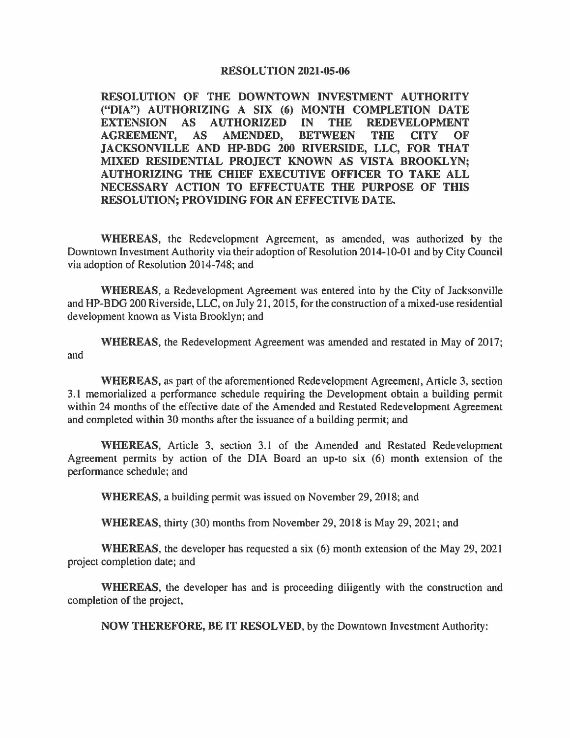# RESOLUTION 2021-05-06

**RESOLUTION OF THE DOWNTOWN INVESTMENT AUTHORITY ("DIA") AUTHORIZING A SIX (6) MONTH COMPLETION DATE EXTENSION AS AUTHORIZED IN THE REDEVELOPMENT AGREEMENT, AS AMENDED, BETWEEN THE CITY OF JACKSONVILLE AND HP-BDG 200 RIVERSIDE, LLC, FOR THAT MIXED RESIDENTIAL PROJECT KNOWN AS VISTA BROOKLYN; AUTHORIZING THE CHIEF EXECUTIVE OFFICER TO TAKE ALL NECESSARY ACTION TO EFFECTUATE THE PURPOSE OF THIS RESOLUTION; PROVIDING FOR AN EFFECTIVE DATE.**

**WHEREAS**, the Redevelopment Agreement, as amended, was authorized by the Downtown Investment Authority via their adoption of Resolution 2014-10-01 and by City Council via adoption of Resolution 2014-748; and

**WHEREAS**, a Redevelopment Agreement was entered into by the City of Jacksonville and HP-BDG 200 Riverside, LLC, on July 21, 2015, for the construction of a mixed-use residential development known as Vista Brooklyn; and

**WHEREAS**, the Redevelopment Agreement was amended and restated in May of 2017; and

**WHEREAS**, as part of the aforementioned Redevelopment Agreement, Article 3, section 3.1 memorialized a performance schedule requiring the Development obtain a building permit within 24 months of the effective date of the Amended and Restated Redevelopment Agreement and completed within 30 months after the issuance of a building permit; and

**WHEREAS**, Article 3, section 3.1 of the Amended and Restated Redevelopment Agreement permits by action of the DIA Board an up-to six (6) month extension of the performance schedule; and

**WHEREAS**, a building permit was issued on November 29, 2018; and

**WHEREAS**, thirty (30) months from November 29, 2018 is May 29, 2021; and

**WHEREAS**, the developer has requested a six (6) month extension of the May 29, 2021 project completion date; and

**WHEREAS**, the developer has and is proceeding diligently with the construction and completion of the project,

**NOW THEREFORE, BE IT RESOLVED**, by the Downtown Investment Authority: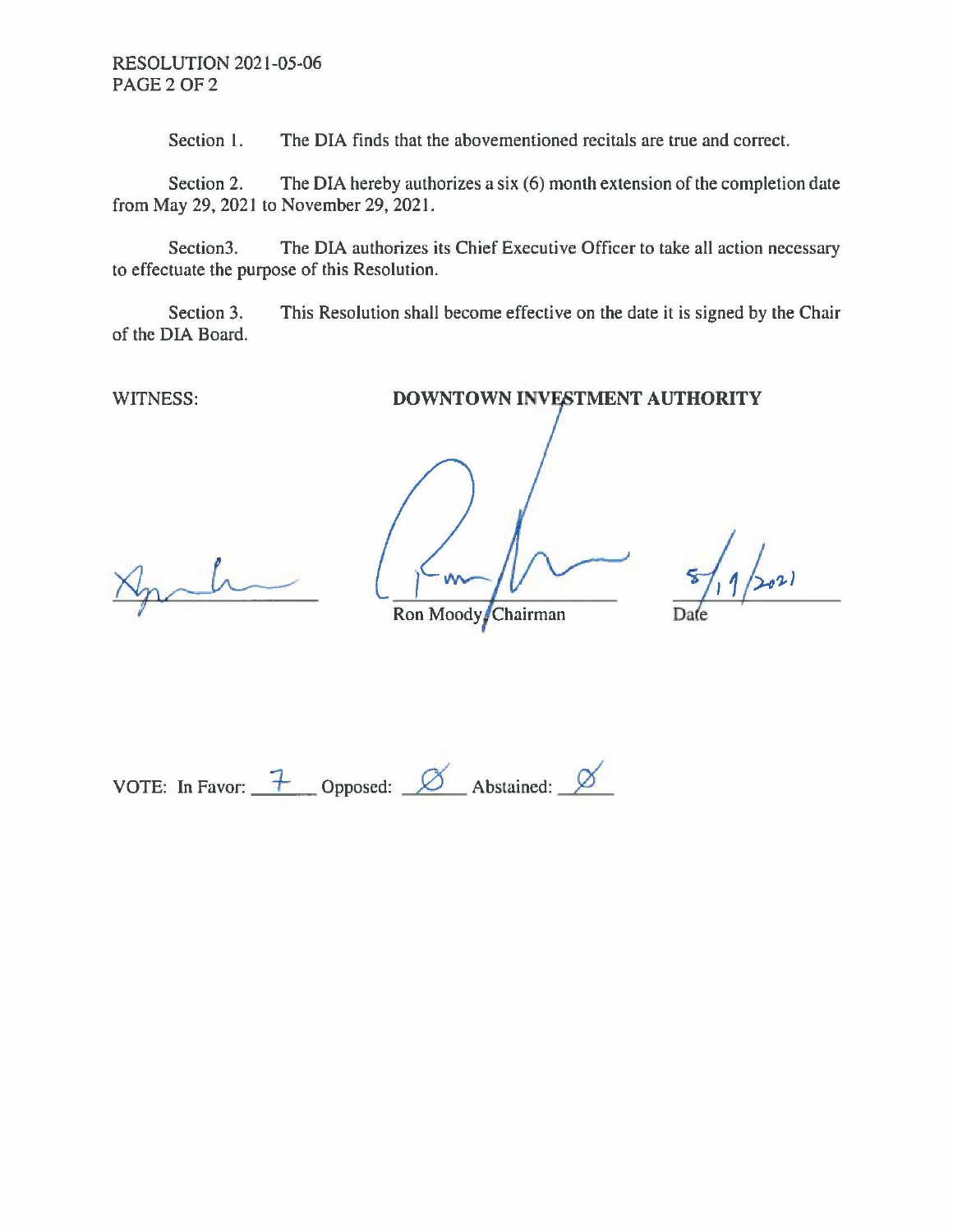RESOLUTION 2021-05-06

Section 1. The DIA finds that the abovementioned recitals are true and correct.

Section 2. The DIA hereby authorizes a six (6) month extension of the completion date from May 29, 2021 to November 29, 2021.

Section3. The DIA authorizes its Chief Executive Officer to take all action necessary to effectuate the purpose of this Resolution.

Section 3. This Resolution shall become effective on the date it is signed by the Chair of the DIA Board.

WITNESS:

**DOWNTOWN INVESTMENT AUTHORITY**

Ron Moody, Chairman

5/19/2021
Date

VOTE: In Favor: 7 Opposed: Ø Abstained: Ø